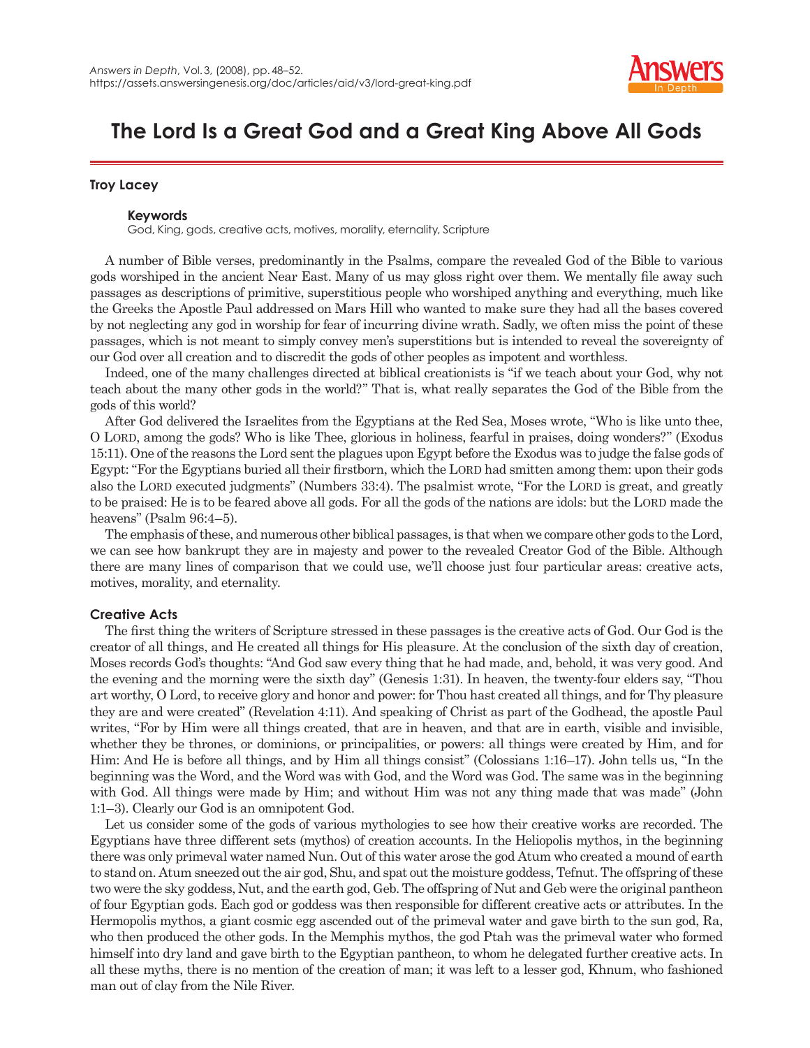# The Lord Is a Great God and a Great King Above All Gods

**Troy Lacey**

**Keywords**
God, King, gods, creative acts, motives, morality, eternality, Scripture

A number of Bible verses, predominantly in the Psalms, compare the revealed God of the Bible to various gods worshiped in the ancient Near East. Many of us may gloss right over them. We mentally file away such passages as descriptions of primitive, superstitious people who worshiped anything and everything, much like the Greeks the Apostle Paul addressed on Mars Hill who wanted to make sure they had all the bases covered by not neglecting any god in worship for fear of incurring divine wrath. Sadly, we often miss the point of these passages, which is not meant to simply convey men's superstitions but is intended to reveal the sovereignty of our God over all creation and to discredit the gods of other peoples as impotent and worthless.

Indeed, one of the many challenges directed at biblical creationists is "if we teach about your God, why not teach about the many other gods in the world?" That is, what really separates the God of the Bible from the gods of this world?

After God delivered the Israelites from the Egyptians at the Red Sea, Moses wrote, "Who is like unto thee, O LORD, among the gods? Who is like Thee, glorious in holiness, fearful in praises, doing wonders?" (Exodus 15:11). One of the reasons the Lord sent the plagues upon Egypt before the Exodus was to judge the false gods of Egypt: "For the Egyptians buried all their firstborn, which the LORD had smitten among them: upon their gods also the LORD executed judgments" (Numbers 33:4). The psalmist wrote, "For the LORD is great, and greatly to be praised: He is to be feared above all gods. For all the gods of the nations are idols: but the LORD made the heavens" (Psalm 96:4–5).

The emphasis of these, and numerous other biblical passages, is that when we compare other gods to the Lord, we can see how bankrupt they are in majesty and power to the revealed Creator God of the Bible. Although there are many lines of comparison that we could use, we'll choose just four particular areas: creative acts, motives, morality, and eternality.

## Creative Acts

The first thing the writers of Scripture stressed in these passages is the creative acts of God. Our God is the creator of all things, and He created all things for His pleasure. At the conclusion of the sixth day of creation, Moses records God's thoughts: "And God saw every thing that he had made, and, behold, it was very good. And the evening and the morning were the sixth day" (Genesis 1:31). In heaven, the twenty-four elders say, "Thou art worthy, O Lord, to receive glory and honor and power: for Thou hast created all things, and for Thy pleasure they are and were created" (Revelation 4:11). And speaking of Christ as part of the Godhead, the apostle Paul writes, "For by Him were all things created, that are in heaven, and that are in earth, visible and invisible, whether they be thrones, or dominions, or principalities, or powers: all things were created by Him, and for Him: And He is before all things, and by Him all things consist" (Colossians 1:16–17). John tells us, "In the beginning was the Word, and the Word was with God, and the Word was God. The same was in the beginning with God. All things were made by Him; and without Him was not any thing made that was made" (John 1:1–3). Clearly our God is an omnipotent God.

Let us consider some of the gods of various mythologies to see how their creative works are recorded. The Egyptians have three different sets (mythos) of creation accounts. In the Heliopolis mythos, in the beginning there was only primeval water named Nun. Out of this water arose the god Atum who created a mound of earth to stand on. Atum sneezed out the air god, Shu, and spat out the moisture goddess, Tefnut. The offspring of these two were the sky goddess, Nut, and the earth god, Geb. The offspring of Nut and Geb were the original pantheon of four Egyptian gods. Each god or goddess was then responsible for different creative acts or attributes. In the Hermopolis mythos, a giant cosmic egg ascended out of the primeval water and gave birth to the sun god, Ra, who then produced the other gods. In the Memphis mythos, the god Ptah was the primeval water who formed himself into dry land and gave birth to the Egyptian pantheon, to whom he delegated further creative acts. In all these myths, there is no mention of the creation of man; it was left to a lesser god, Khnum, who fashioned man out of clay from the Nile River.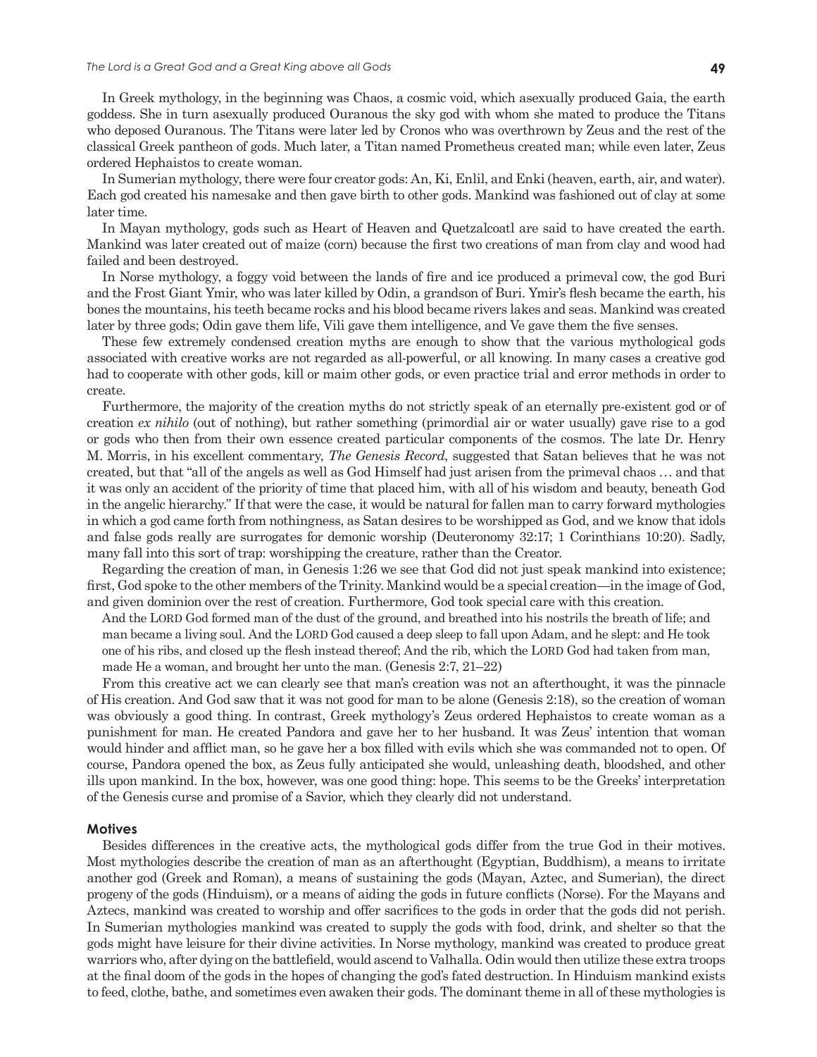In Greek mythology, in the beginning was Chaos, a cosmic void, which asexually produced Gaia, the earth goddess. She in turn asexually produced Ouranous the sky god with whom she mated to produce the Titans who deposed Ouranous. The Titans were later led by Cronos who was overthrown by Zeus and the rest of the classical Greek pantheon of gods. Much later, a Titan named Prometheus created man; while even later, Zeus ordered Hephaistos to create woman.

In Sumerian mythology, there were four creator gods: An, Ki, Enlil, and Enki (heaven, earth, air, and water). Each god created his namesake and then gave birth to other gods. Mankind was fashioned out of clay at some later time.

In Mayan mythology, gods such as Heart of Heaven and Quetzalcoatl are said to have created the earth. Mankind was later created out of maize (corn) because the first two creations of man from clay and wood had failed and been destroyed.

In Norse mythology, a foggy void between the lands of fire and ice produced a primeval cow, the god Buri and the Frost Giant Ymir, who was later killed by Odin, a grandson of Buri. Ymir's flesh became the earth, his bones the mountains, his teeth became rocks and his blood became rivers lakes and seas. Mankind was created later by three gods; Odin gave them life, Vili gave them intelligence, and Ve gave them the five senses.

These few extremely condensed creation myths are enough to show that the various mythological gods associated with creative works are not regarded as all-powerful, or all knowing. In many cases a creative god had to cooperate with other gods, kill or maim other gods, or even practice trial and error methods in order to create.

Furthermore, the majority of the creation myths do not strictly speak of an eternally pre-existent god or of creation *ex nihilo* (out of nothing), but rather something (primordial air or water usually) gave rise to a god or gods who then from their own essence created particular components of the cosmos. The late Dr. Henry M. Morris, in his excellent commentary, *The Genesis Record*, suggested that Satan believes that he was not created, but that "all of the angels as well as God Himself had just arisen from the primeval chaos … and that it was only an accident of the priority of time that placed him, with all of his wisdom and beauty, beneath God in the angelic hierarchy." If that were the case, it would be natural for fallen man to carry forward mythologies in which a god came forth from nothingness, as Satan desires to be worshipped as God, and we know that idols and false gods really are surrogates for demonic worship (Deuteronomy 32:17; 1 Corinthians 10:20). Sadly, many fall into this sort of trap: worshipping the creature, rather than the Creator.

Regarding the creation of man, in Genesis 1:26 we see that God did not just speak mankind into existence; first, God spoke to the other members of the Trinity. Mankind would be a special creation—in the image of God, and given dominion over the rest of creation. Furthermore, God took special care with this creation.

> And the LORD God formed man of the dust of the ground, and breathed into his nostrils the breath of life; and man became a living soul. And the LORD God caused a deep sleep to fall upon Adam, and he slept: and He took one of his ribs, and closed up the flesh instead thereof; And the rib, which the LORD God had taken from man, made He a woman, and brought her unto the man. (Genesis 2:7, 21–22)

From this creative act we can clearly see that man's creation was not an afterthought, it was the pinnacle of His creation. And God saw that it was not good for man to be alone (Genesis 2:18), so the creation of woman was obviously a good thing. In contrast, Greek mythology's Zeus ordered Hephaistos to create woman as a punishment for man. He created Pandora and gave her to her husband. It was Zeus' intention that woman would hinder and afflict man, so he gave her a box filled with evils which she was commanded not to open. Of course, Pandora opened the box, as Zeus fully anticipated she would, unleashing death, bloodshed, and other ills upon mankind. In the box, however, was one good thing: hope. This seems to be the Greeks' interpretation of the Genesis curse and promise of a Savior, which they clearly did not understand.

### Motives

Besides differences in the creative acts, the mythological gods differ from the true God in their motives. Most mythologies describe the creation of man as an afterthought (Egyptian, Buddhism), a means to irritate another god (Greek and Roman), a means of sustaining the gods (Mayan, Aztec, and Sumerian), the direct progeny of the gods (Hinduism), or a means of aiding the gods in future conflicts (Norse). For the Mayans and Aztecs, mankind was created to worship and offer sacrifices to the gods in order that the gods did not perish. In Sumerian mythologies mankind was created to supply the gods with food, drink, and shelter so that the gods might have leisure for their divine activities. In Norse mythology, mankind was created to produce great warriors who, after dying on the battlefield, would ascend to Valhalla. Odin would then utilize these extra troops at the final doom of the gods in the hopes of changing the god's fated destruction. In Hinduism mankind exists to feed, clothe, bathe, and sometimes even awaken their gods. The dominant theme in all of these mythologies is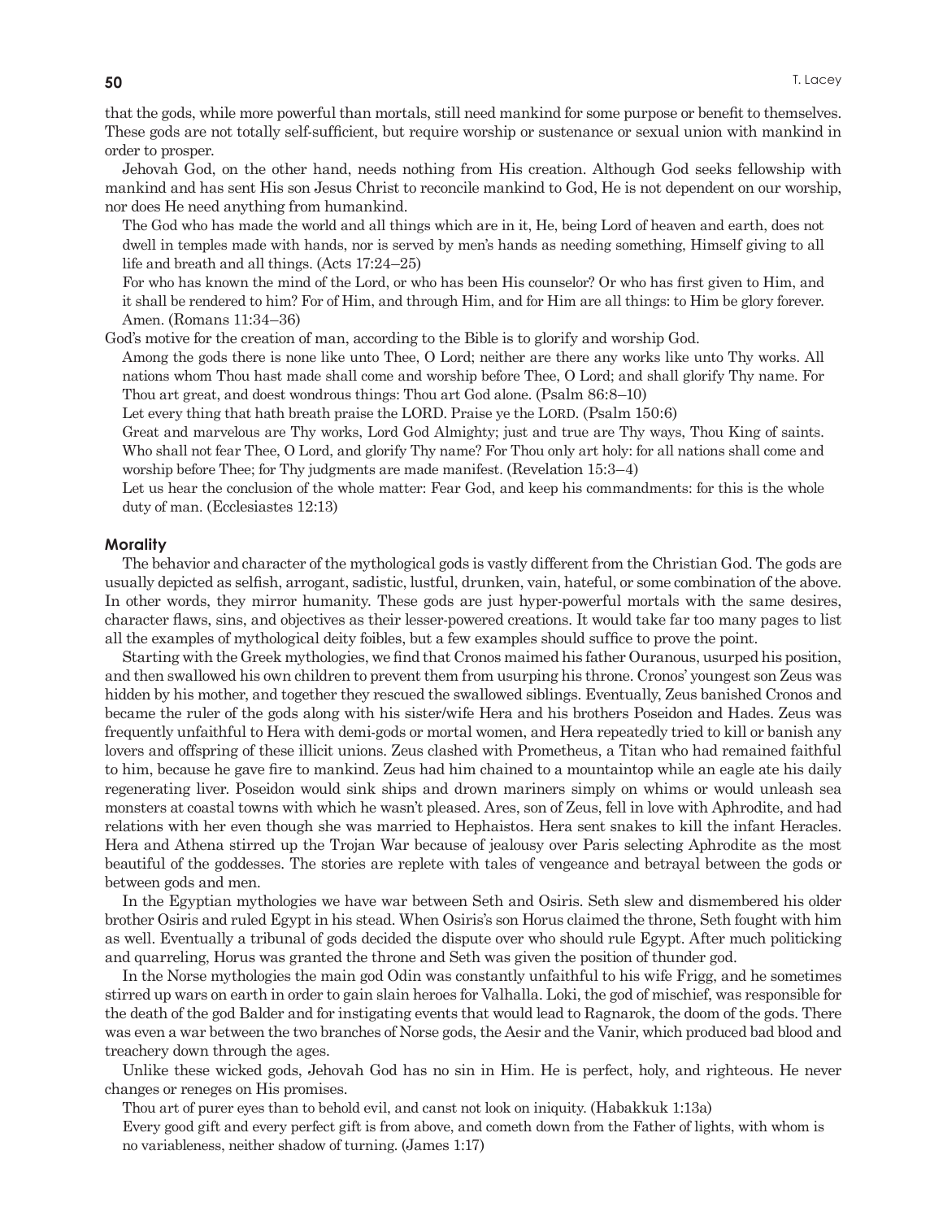that the gods, while more powerful than mortals, still need mankind for some purpose or benefit to themselves. These gods are not totally self-sufficient, but require worship or sustenance or sexual union with mankind in order to prosper.

Jehovah God, on the other hand, needs nothing from His creation. Although God seeks fellowship with mankind and has sent His son Jesus Christ to reconcile mankind to God, He is not dependent on our worship, nor does He need anything from humankind.

> The God who has made the world and all things which are in it, He, being Lord of heaven and earth, does not dwell in temples made with hands, nor is served by men's hands as needing something, Himself giving to all life and breath and all things. (Acts 17:24–25)
>
> For who has known the mind of the Lord, or who has been His counselor? Or who has first given to Him, and it shall be rendered to him? For of Him, and through Him, and for Him are all things: to Him be glory forever. Amen. (Romans 11:34–36)

God's motive for the creation of man, according to the Bible is to glorify and worship God.

> Among the gods there is none like unto Thee, O Lord; neither are there any works like unto Thy works. All nations whom Thou hast made shall come and worship before Thee, O Lord; and shall glorify Thy name. For Thou art great, and doest wondrous things: Thou art God alone. (Psalm 86:8–10)
>
> Let every thing that hath breath praise the LORD. Praise ye the LORD. (Psalm 150:6)
>
> Great and marvelous are Thy works, Lord God Almighty; just and true are Thy ways, Thou King of saints. Who shall not fear Thee, O Lord, and glorify Thy name? For Thou only art holy: for all nations shall come and worship before Thee; for Thy judgments are made manifest. (Revelation 15:3–4)
>
> Let us hear the conclusion of the whole matter: Fear God, and keep his commandments: for this is the whole duty of man. (Ecclesiastes 12:13)

### Morality

The behavior and character of the mythological gods is vastly different from the Christian God. The gods are usually depicted as selfish, arrogant, sadistic, lustful, drunken, vain, hateful, or some combination of the above. In other words, they mirror humanity. These gods are just hyper-powerful mortals with the same desires, character flaws, sins, and objectives as their lesser-powered creations. It would take far too many pages to list all the examples of mythological deity foibles, but a few examples should suffice to prove the point.

Starting with the Greek mythologies, we find that Cronos maimed his father Ouranous, usurped his position, and then swallowed his own children to prevent them from usurping his throne. Cronos' youngest son Zeus was hidden by his mother, and together they rescued the swallowed siblings. Eventually, Zeus banished Cronos and became the ruler of the gods along with his sister/wife Hera and his brothers Poseidon and Hades. Zeus was frequently unfaithful to Hera with demi-gods or mortal women, and Hera repeatedly tried to kill or banish any lovers and offspring of these illicit unions. Zeus clashed with Prometheus, a Titan who had remained faithful to him, because he gave fire to mankind. Zeus had him chained to a mountaintop while an eagle ate his daily regenerating liver. Poseidon would sink ships and drown mariners simply on whims or would unleash sea monsters at coastal towns with which he wasn't pleased. Ares, son of Zeus, fell in love with Aphrodite, and had relations with her even though she was married to Hephaistos. Hera sent snakes to kill the infant Heracles. Hera and Athena stirred up the Trojan War because of jealousy over Paris selecting Aphrodite as the most beautiful of the goddesses. The stories are replete with tales of vengeance and betrayal between the gods or between gods and men.

In the Egyptian mythologies we have war between Seth and Osiris. Seth slew and dismembered his older brother Osiris and ruled Egypt in his stead. When Osiris's son Horus claimed the throne, Seth fought with him as well. Eventually a tribunal of gods decided the dispute over who should rule Egypt. After much politicking and quarreling, Horus was granted the throne and Seth was given the position of thunder god.

In the Norse mythologies the main god Odin was constantly unfaithful to his wife Frigg, and he sometimes stirred up wars on earth in order to gain slain heroes for Valhalla. Loki, the god of mischief, was responsible for the death of the god Balder and for instigating events that would lead to Ragnarok, the doom of the gods. There was even a war between the two branches of Norse gods, the Aesir and the Vanir, which produced bad blood and treachery down through the ages.

Unlike these wicked gods, Jehovah God has no sin in Him. He is perfect, holy, and righteous. He never changes or reneges on His promises.

> Thou art of purer eyes than to behold evil, and canst not look on iniquity. (Habakkuk 1:13a)
>
> Every good gift and every perfect gift is from above, and cometh down from the Father of lights, with whom is no variableness, neither shadow of turning. (James 1:17)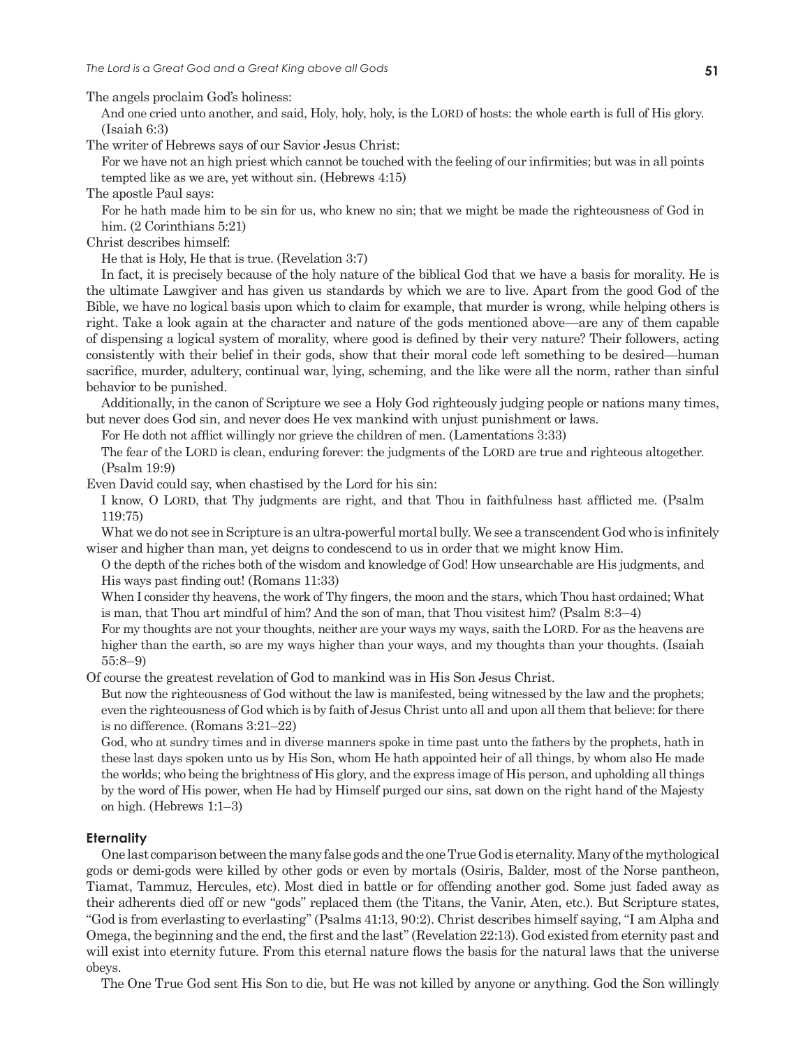The angels proclaim God's holiness:

> And one cried unto another, and said, Holy, holy, holy, is the LORD of hosts: the whole earth is full of His glory. (Isaiah 6:3)

The writer of Hebrews says of our Savior Jesus Christ:

> For we have not an high priest which cannot be touched with the feeling of our infirmities; but was in all points tempted like as we are, yet without sin. (Hebrews 4:15)

The apostle Paul says:

> For he hath made him to be sin for us, who knew no sin; that we might be made the righteousness of God in him. (2 Corinthians 5:21)

Christ describes himself:

> He that is Holy, He that is true. (Revelation 3:7)

In fact, it is precisely because of the holy nature of the biblical God that we have a basis for morality. He is the ultimate Lawgiver and has given us standards by which we are to live. Apart from the good God of the Bible, we have no logical basis upon which to claim for example, that murder is wrong, while helping others is right. Take a look again at the character and nature of the gods mentioned above—are any of them capable of dispensing a logical system of morality, where good is defined by their very nature? Their followers, acting consistently with their belief in their gods, show that their moral code left something to be desired—human sacrifice, murder, adultery, continual war, lying, scheming, and the like were all the norm, rather than sinful behavior to be punished.

Additionally, in the canon of Scripture we see a Holy God righteously judging people or nations many times, but never does God sin, and never does He vex mankind with unjust punishment or laws.

> For He doth not afflict willingly nor grieve the children of men. (Lamentations 3:33)

> The fear of the LORD is clean, enduring forever: the judgments of the LORD are true and righteous altogether. (Psalm 19:9)

Even David could say, when chastised by the Lord for his sin:

> I know, O LORD, that Thy judgments are right, and that Thou in faithfulness hast afflicted me. (Psalm 119:75)

What we do not see in Scripture is an ultra-powerful mortal bully. We see a transcendent God who is infinitely wiser and higher than man, yet deigns to condescend to us in order that we might know Him.

> O the depth of the riches both of the wisdom and knowledge of God! How unsearchable are His judgments, and His ways past finding out! (Romans 11:33)

> When I consider thy heavens, the work of Thy fingers, the moon and the stars, which Thou hast ordained; What is man, that Thou art mindful of him? And the son of man, that Thou visitest him? (Psalm 8:3–4)

> For my thoughts are not your thoughts, neither are your ways my ways, saith the LORD. For as the heavens are higher than the earth, so are my ways higher than your ways, and my thoughts than your thoughts. (Isaiah 55:8–9)

Of course the greatest revelation of God to mankind was in His Son Jesus Christ.

> But now the righteousness of God without the law is manifested, being witnessed by the law and the prophets; even the righteousness of God which is by faith of Jesus Christ unto all and upon all them that believe: for there is no difference. (Romans 3:21–22)

> God, who at sundry times and in diverse manners spoke in time past unto the fathers by the prophets, hath in these last days spoken unto us by His Son, whom He hath appointed heir of all things, by whom also He made the worlds; who being the brightness of His glory, and the express image of His person, and upholding all things by the word of His power, when He had by Himself purged our sins, sat down on the right hand of the Majesty on high. (Hebrews 1:1–3)

### Eternality

One last comparison between the many false gods and the one True God is eternality. Many of the mythological gods or demi-gods were killed by other gods or even by mortals (Osiris, Balder, most of the Norse pantheon, Tiamat, Tammuz, Hercules, etc). Most died in battle or for offending another god. Some just faded away as their adherents died off or new "gods" replaced them (the Titans, the Vanir, Aten, etc.). But Scripture states, "God is from everlasting to everlasting" (Psalms 41:13, 90:2). Christ describes himself saying, "I am Alpha and Omega, the beginning and the end, the first and the last" (Revelation 22:13). God existed from eternity past and will exist into eternity future. From this eternal nature flows the basis for the natural laws that the universe obeys.

The One True God sent His Son to die, but He was not killed by anyone or anything. God the Son willingly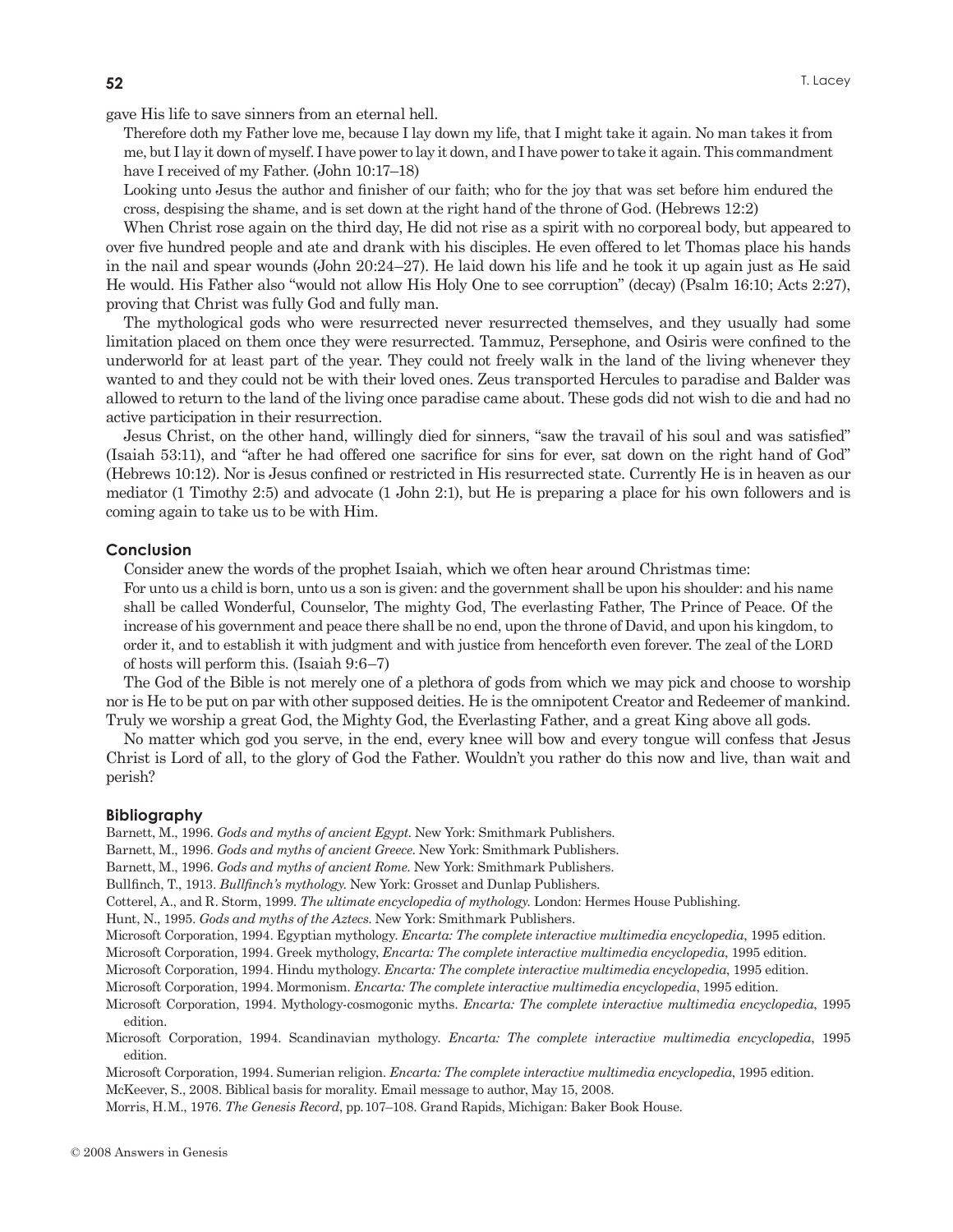gave His life to save sinners from an eternal hell.

> Therefore doth my Father love me, because I lay down my life, that I might take it again. No man takes it from me, but I lay it down of myself. I have power to lay it down, and I have power to take it again. This commandment have I received of my Father. (John 10:17–18)
>
> Looking unto Jesus the author and finisher of our faith; who for the joy that was set before him endured the cross, despising the shame, and is set down at the right hand of the throne of God. (Hebrews 12:2)

When Christ rose again on the third day, He did not rise as a spirit with no corporeal body, but appeared to over five hundred people and ate and drank with his disciples. He even offered to let Thomas place his hands in the nail and spear wounds (John 20:24–27). He laid down his life and he took it up again just as He said He would. His Father also "would not allow His Holy One to see corruption" (decay) (Psalm 16:10; Acts 2:27), proving that Christ was fully God and fully man.

The mythological gods who were resurrected never resurrected themselves, and they usually had some limitation placed on them once they were resurrected. Tammuz, Persephone, and Osiris were confined to the underworld for at least part of the year. They could not freely walk in the land of the living whenever they wanted to and they could not be with their loved ones. Zeus transported Hercules to paradise and Balder was allowed to return to the land of the living once paradise came about. These gods did not wish to die and had no active participation in their resurrection.

Jesus Christ, on the other hand, willingly died for sinners, "saw the travail of his soul and was satisfied" (Isaiah 53:11), and "after he had offered one sacrifice for sins for ever, sat down on the right hand of God" (Hebrews 10:12). Nor is Jesus confined or restricted in His resurrected state. Currently He is in heaven as our mediator (1 Timothy 2:5) and advocate (1 John 2:1), but He is preparing a place for his own followers and is coming again to take us to be with Him.

## Conclusion

Consider anew the words of the prophet Isaiah, which we often hear around Christmas time:

> For unto us a child is born, unto us a son is given: and the government shall be upon his shoulder: and his name shall be called Wonderful, Counselor, The mighty God, The everlasting Father, The Prince of Peace. Of the increase of his government and peace there shall be no end, upon the throne of David, and upon his kingdom, to order it, and to establish it with judgment and with justice from henceforth even forever. The zeal of the LORD of hosts will perform this. (Isaiah 9:6–7)

The God of the Bible is not merely one of a plethora of gods from which we may pick and choose to worship nor is He to be put on par with other supposed deities. He is the omnipotent Creator and Redeemer of mankind. Truly we worship a great God, the Mighty God, the Everlasting Father, and a great King above all gods.

No matter which god you serve, in the end, every knee will bow and every tongue will confess that Jesus Christ is Lord of all, to the glory of God the Father. Wouldn't you rather do this now and live, than wait and perish?

## Bibliography

Barnett, M., 1996. *Gods and myths of ancient Egypt*. New York: Smithmark Publishers.

Barnett, M., 1996. *Gods and myths of ancient Greece*. New York: Smithmark Publishers.

Barnett, M., 1996. *Gods and myths of ancient Rome*. New York: Smithmark Publishers.

Bullfinch, T., 1913. *Bullfinch's mythology*. New York: Grosset and Dunlap Publishers.

Cotterel, A., and R. Storm, 1999. *The ultimate encyclopedia of mythology*. London: Hermes House Publishing.

Hunt, N., 1995. *Gods and myths of the Aztecs*. New York: Smithmark Publishers.

Microsoft Corporation, 1994. Egyptian mythology. *Encarta: The complete interactive multimedia encyclopedia*, 1995 edition.

Microsoft Corporation, 1994. Greek mythology, *Encarta: The complete interactive multimedia encyclopedia*, 1995 edition.

Microsoft Corporation, 1994. Hindu mythology. *Encarta: The complete interactive multimedia encyclopedia*, 1995 edition.

Microsoft Corporation, 1994. Mormonism. *Encarta: The complete interactive multimedia encyclopedia*, 1995 edition.

Microsoft Corporation, 1994. Mythology-cosmogonic myths. *Encarta: The complete interactive multimedia encyclopedia*, 1995 edition.

Microsoft Corporation, 1994. Scandinavian mythology. *Encarta: The complete interactive multimedia encyclopedia*, 1995 edition.

Microsoft Corporation, 1994. Sumerian religion. *Encarta: The complete interactive multimedia encyclopedia*, 1995 edition.

McKeever, S., 2008. Biblical basis for morality. Email message to author, May 15, 2008.

Morris, H.M., 1976. *The Genesis Record*, pp. 107–108. Grand Rapids, Michigan: Baker Book House.

© 2008 Answers in Genesis